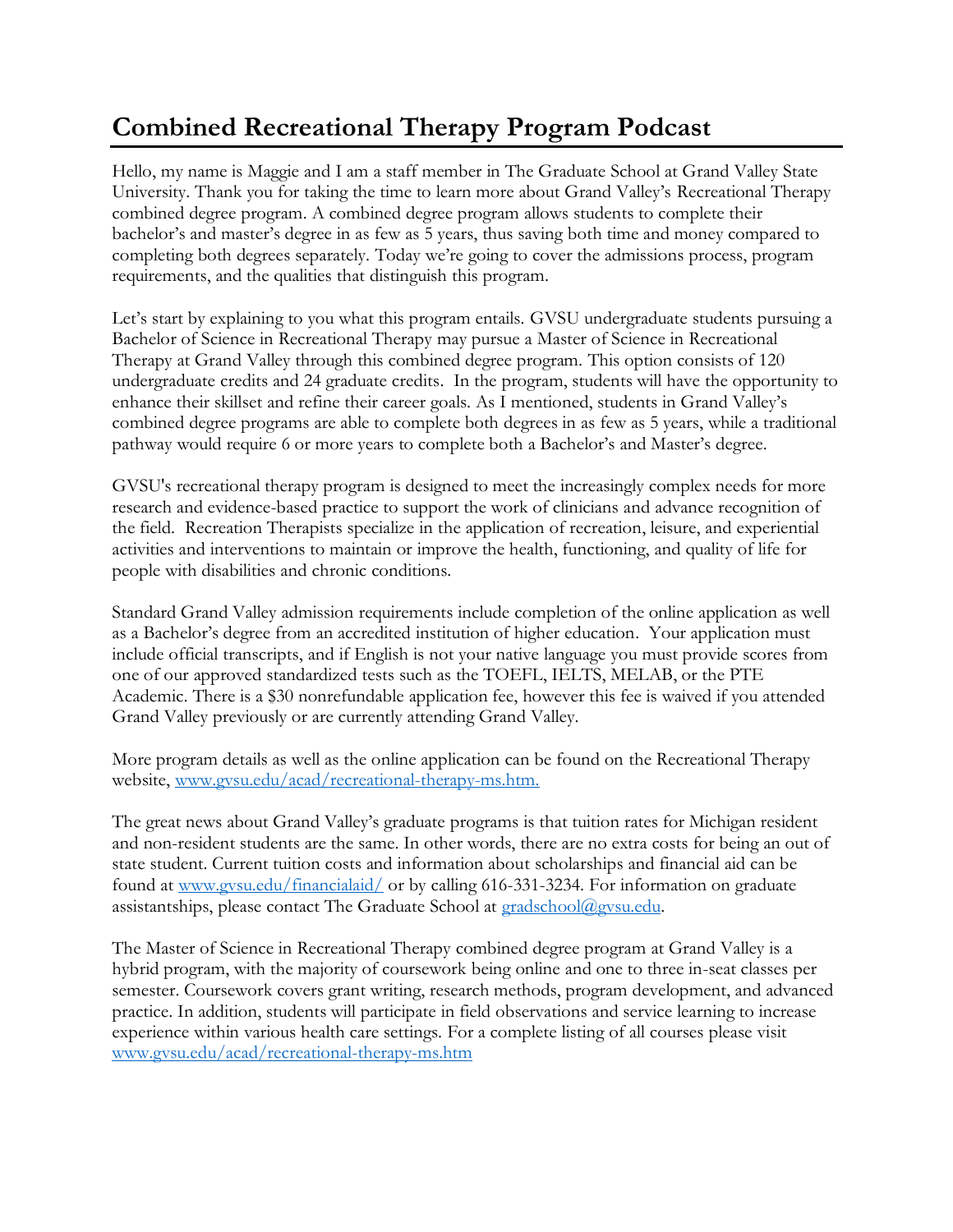# Combined Recreational Therapy Program Podcast

Hello, my name is Maggie and I am a staff member in The Graduate School at Grand Valley State University. Thank you for taking the time to learn more about Grand Valley's Recreational Therapy combined degree program. A combined degree program allows students to complete their bachelor's and master's degree in as few as 5 years, thus saving both time and money compared to completing both degrees separately. Today we're going to cover the admissions process, program requirements, and the qualities that distinguish this program.

Let's start by explaining to you what this program entails. GVSU undergraduate students pursuing a Bachelor of Science in Recreational Therapy may pursue a Master of Science in Recreational Therapy at Grand Valley through this combined degree program. This option consists of 120 undergraduate credits and 24 graduate credits. In the program, students will have the opportunity to enhance their skillset and refine their career goals. As I mentioned, students in Grand Valley's combined degree programs are able to complete both degrees in as few as 5 years, while a traditional pathway would require 6 or more years to complete both a Bachelor's and Master's degree.

GVSU's recreational therapy program is designed to meet the increasingly complex needs for more research and evidence-based practice to support the work of clinicians and advance recognition of the field. Recreation Therapists specialize in the application of recreation, leisure, and experiential activities and interventions to maintain or improve the health, functioning, and quality of life for people with disabilities and chronic conditions.

Standard Grand Valley admission requirements include completion of the online application as well as a Bachelor's degree from an accredited institution of higher education. Your application must include official transcripts, and if English is not your native language you must provide scores from one of our approved standardized tests such as the TOEFL, IELTS, MELAB, or the PTE Academic. There is a $30 nonrefundable application fee, however this fee is waived if you attended Grand Valley previously or are currently attending Grand Valley.

More program details as well as the online application can be found on the Recreational Therapy website, [www.gvsu.edu/acad/recreational-therapy-ms.htm.](www.gvsu.edu/acad/recreational-therapy-ms.htm)

The great news about Grand Valley's graduate programs is that tuition rates for Michigan resident and non-resident students are the same. In other words, there are no extra costs for being an out of state student. Current tuition costs and information about scholarships and financial aid can be found at [www.gvsu.edu/financialaid/](www.gvsu.edu/financialaid/) or by calling 616-331-3234. For information on graduate assistantships, please contact The Graduate School at [gradschool@gvsu.edu](mailto:gradschool@gvsu.edu).

The Master of Science in Recreational Therapy combined degree program at Grand Valley is a hybrid program, with the majority of coursework being online and one to three in-seat classes per semester. Coursework covers grant writing, research methods, program development, and advanced practice. In addition, students will participate in field observations and service learning to increase experience within various health care settings. For a complete listing of all courses please visit [www.gvsu.edu/acad/recreational-therapy-ms.htm](www.gvsu.edu/acad/recreational-therapy-ms.htm)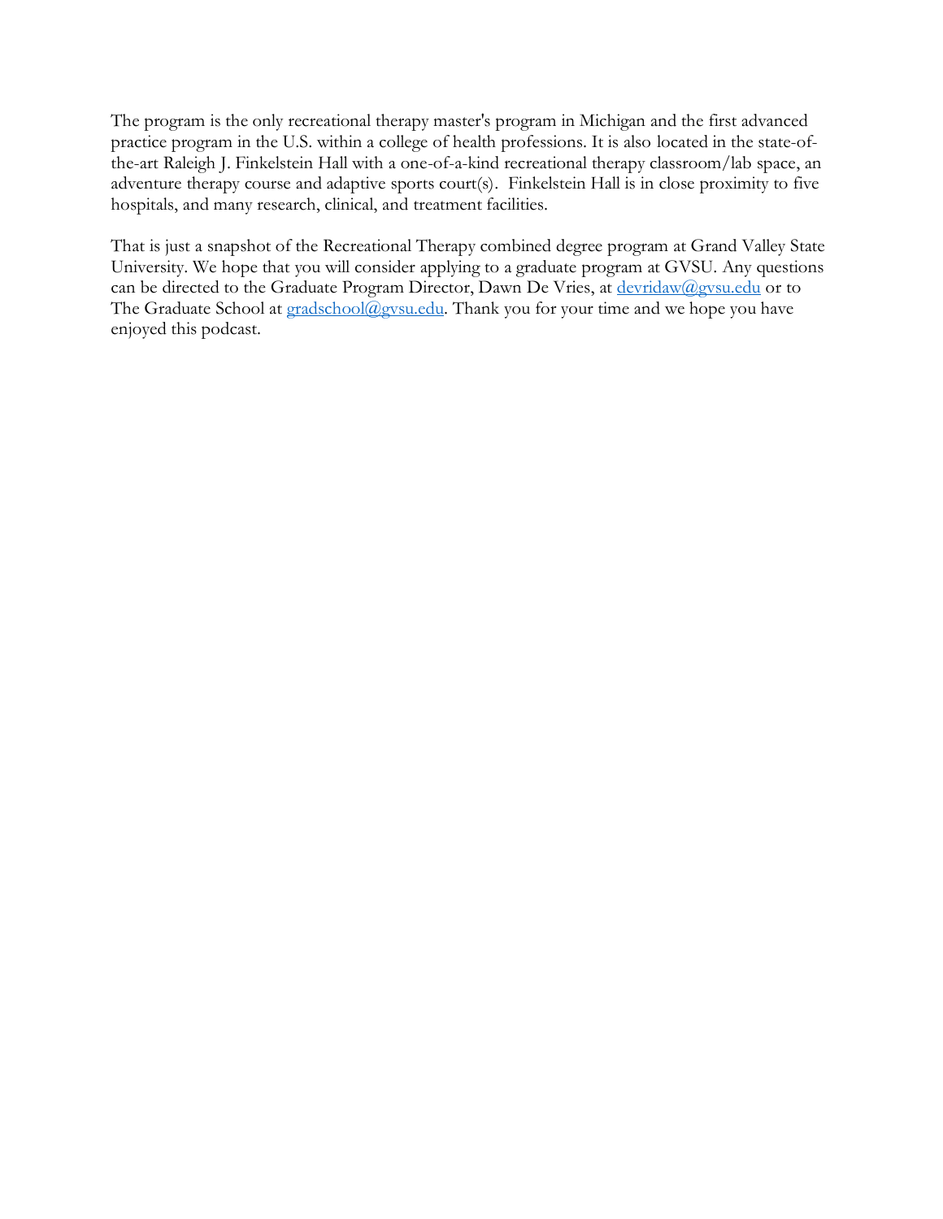The program is the only recreational therapy master's program in Michigan and the first advanced practice program in the U.S. within a college of health professions. It is also located in the state-of-the-art Raleigh J. Finkelstein Hall with a one-of-a-kind recreational therapy classroom/lab space, an adventure therapy course and adaptive sports court(s). Finkelstein Hall is in close proximity to five hospitals, and many research, clinical, and treatment facilities.

That is just a snapshot of the Recreational Therapy combined degree program at Grand Valley State University. We hope that you will consider applying to a graduate program at GVSU. Any questions can be directed to the Graduate Program Director, Dawn De Vries, at [devridaw@gvsu.edu](mailto:devridaw@gvsu.edu) or to The Graduate School at [gradschool@gvsu.edu](mailto:gradschool@gvsu.edu). Thank you for your time and we hope you have enjoyed this podcast.